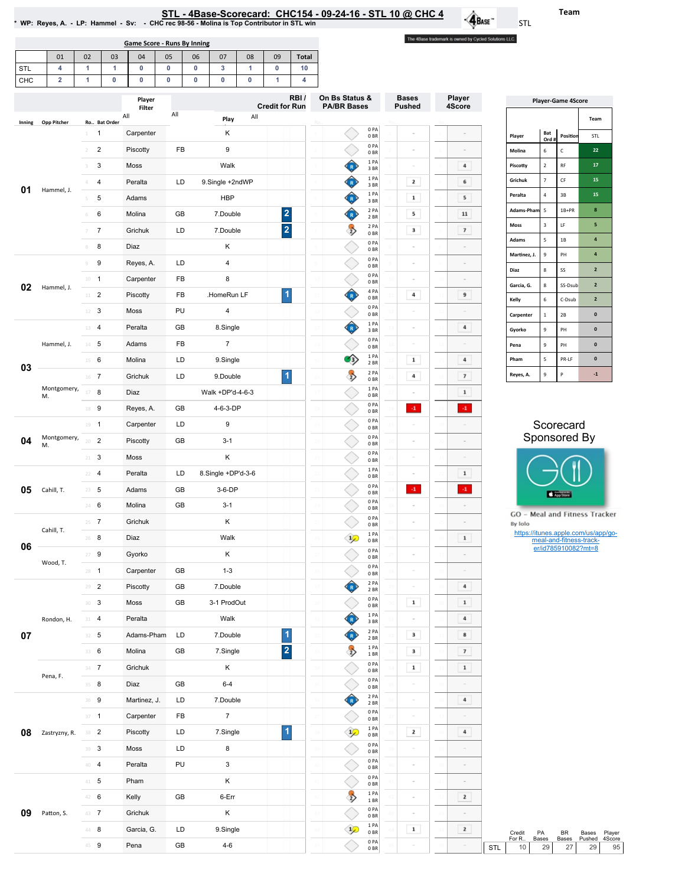# STL - 4Base-Scorecard: CHC154 - 09-24-16 - STL 10 @ CHC 4

\* WP: Reyes, A. - LP: Hammel - Sv: - CHC rec 98-56 - Molina is Top Contributor in STL win

The 4Base trademark is owned by Cycled Solutions LLC.

## Game Score - Runs By Inning

| | 01 | 02 | 03 | 04 | 05 | 06 | 07 | 08 | 09 | Total |
|---|---|---|---|---|---|---|---|---|---|---|
| STL | 4 | 1 | 1 | 0 | 0 | 0 | 3 | 1 | 0 | 10 |
| CHC | 2 | 1 | 0 | 0 | 0 | 0 | 0 | 0 | 1 | 4 |

| Inning | Opp Pitcher | Ro.. | Bat Order | Player | | Play | RBI / Credit for Run | On Bs Status & PA/BR Bases | Bases Pushed | Player 4Score |
|---|---|---|---|---|---|---|---|---|---|---|
| 01 | Hammel, J. | 1 | 1 | Carpenter | | K | | 0 PA 0 BR | - | - |
| | | 2 | 2 | Piscotty | FB | 9 | | 0 PA 0 BR | - | - |
| | | 3 | 3 | Moss | | Walk | | 1 PA 3 BR | - | 4 |
| | | 4 | 4 | Peralta | LD | 9.Single +2ndWP | | 1 PA 3 BR | 2 | 6 |
| | | 5 | 5 | Adams | | HBP | | 1 PA 3 BR | 1 | 5 |
| | | 6 | 6 | Molina | GB | 7.Double | 2 | 2 PA 2 BR | 5 | 11 |
| | | 7 | 7 | Grichuk | LD | 7.Double | 2 | 2 PA 0 BR | 3 | 7 |
| | | 8 | 8 | Diaz | | K | | 0 PA 0 BR | - | - |
| 02 | Hammel, J. | 9 | 9 | Reyes, A. | LD | 4 | | 0 PA 0 BR | - | - |
| | | 10 | 1 | Carpenter | FB | 8 | | 0 PA 0 BR | - | - |
| | | 11 | 2 | Piscotty | FB | .HomeRun LF | 1 | 4 PA 0 BR | 4 | 9 |
| | | 12 | 3 | Moss | PU | 4 | | 0 PA 0 BR | - | - |
| 03 | Hammel, J. | 13 | 4 | Peralta | GB | 8.Single | | 1 PA 3 BR | - | 4 |
| | | 14 | 5 | Adams | FB | 7 | | 0 PA 0 BR | - | - |
| | | 15 | 6 | Molina | LD | 9.Single | | 1 PA 2 BR | 1 | 4 |
| | | 16 | 7 | Grichuk | LD | 9.Double | 1 | 2 PA 0 BR | 4 | 7 |
| | Montgomery, M. | 17 | 8 | Diaz | | Walk +DP'd-4-6-3 | | 1 PA 0 BR | - | 1 |
| | | 18 | 9 | Reyes, A. | GB | 4-6-3-DP | | 0 PA 0 BR | -1 | -1 |
| 04 | Montgomery, M. | 19 | 1 | Carpenter | LD | 9 | | 0 PA 0 BR | - | - |
| | | 20 | 2 | Piscotty | GB | 3-1 | | 0 PA 0 BR | - | - |
| | | 21 | 3 | Moss | | K | | 0 PA 0 BR | - | - |
| 05 | Cahill, T. | 22 | 4 | Peralta | LD | 8.Single +DP'd-3-6 | | 1 PA 0 BR | - | 1 |
| | | 23 | 5 | Adams | GB | 3-6-DP | | 0 PA 0 BR | -1 | -1 |
| | | 24 | 6 | Molina | GB | 3-1 | | 0 PA 0 BR | - | - |
| 06 | Cahill, T. | 25 | 7 | Grichuk | | K | | 0 PA 0 BR | - | - |
| | | 26 | 8 | Diaz | | Walk | | 1 PA 0 BR | - | 1 |
| | Wood, T. | 27 | 9 | Gyorko | | K | | 0 PA 0 BR | - | - |
| | | 28 | 1 | Carpenter | GB | 1-3 | | 0 PA 0 BR | - | - |
| 07 | Rondon, H. | 29 | 2 | Piscotty | GB | 7.Double | | 2 PA 2 BR | - | 4 |
| | | 30 | 3 | Moss | GB | 3-1 ProdOut | | 0 PA 0 BR | 1 | 1 |
| | | 31 | 4 | Peralta | | Walk | | 1 PA 3 BR | - | 4 |
| | | 32 | 5 | Adams-Pham | LD | 7.Double | 1 | 2 PA 2 BR | 3 | 8 |
| | | 33 | 6 | Molina | GB | 7.Single | 2 | 1 PA 1 BR | 3 | 7 |
| | Pena, F. | 34 | 7 | Grichuk | | K | | 0 PA 0 BR | 1 | 1 |
| | | 35 | 8 | Diaz | GB | 6-4 | | 0 PA 0 BR | - | - |
| 08 | Zastryzny, R. | 36 | 9 | Martinez, J. | LD | 7.Double | | 2 PA 2 BR | - | 4 |
| | | 37 | 1 | Carpenter | FB | 7 | | 0 PA 0 BR | - | - |
| | | 38 | 2 | Piscotty | LD | 7.Single | 1 | 1 PA 0 BR | 2 | 4 |
| | | 39 | 3 | Moss | LD | 8 | | 0 PA 0 BR | - | - |
| | | 40 | 4 | Peralta | PU | 3 | | 0 PA 0 BR | - | - |
| 09 | Patton, S. | 41 | 5 | Pham | | K | | 0 PA 0 BR | - | - |
| | | 42 | 6 | Kelly | GB | 6-Err | | 1 PA 1 BR | - | 2 |
| | | 43 | 7 | Grichuk | | K | | 0 PA 0 BR | - | - |
| | | 44 | 8 | Garcia, G. | LD | 9.Single | | 1 PA 0 BR | 1 | 2 |
| | | 45 | 9 | Pena | GB | 4-6 | | 0 PA 0 BR | - | - |

| | Credit For R.. | PA Bases | BR Bases | Bases Pushed | Player 4Score |
|---|---|---|---|---|---|
| STL | 10 | 29 | 27 | 29 | 95 |

## Player-Game 4Score

| Player | Bat Ord # | Position | Team STL |
|---|---|---|---|
| Molina | 6 | C | 22 |
| Piscotty | 2 | RF | 17 |
| Grichuk | 7 | CF | 15 |
| Peralta | 4 | 3B | 15 |
| Adams-Pham | 5 | 1B+PR | 8 |
| Moss | 3 | LF | 5 |
| Adams | 5 | 1B | 4 |
| Martinez, J. | 9 | PH | 4 |
| Diaz | 8 | SS | 2 |
| Garcia, G. | 8 | SS-Dsub | 2 |
| Kelly | 6 | C-Dsub | 2 |
| Carpenter | 1 | 2B | 0 |
| Gyorko | 9 | PH | 0 |
| Pena | 9 | PH | 0 |
| Pham | 5 | PR-LF | 0 |
| Reyes, A. | 9 | P | -1 |

Scorecard Sponsored By

GO - Meal and Fitness Tracker
By Iolo

https://itunes.apple.com/us/app/go-meal-and-fitness-track-er/id785910082?mt=8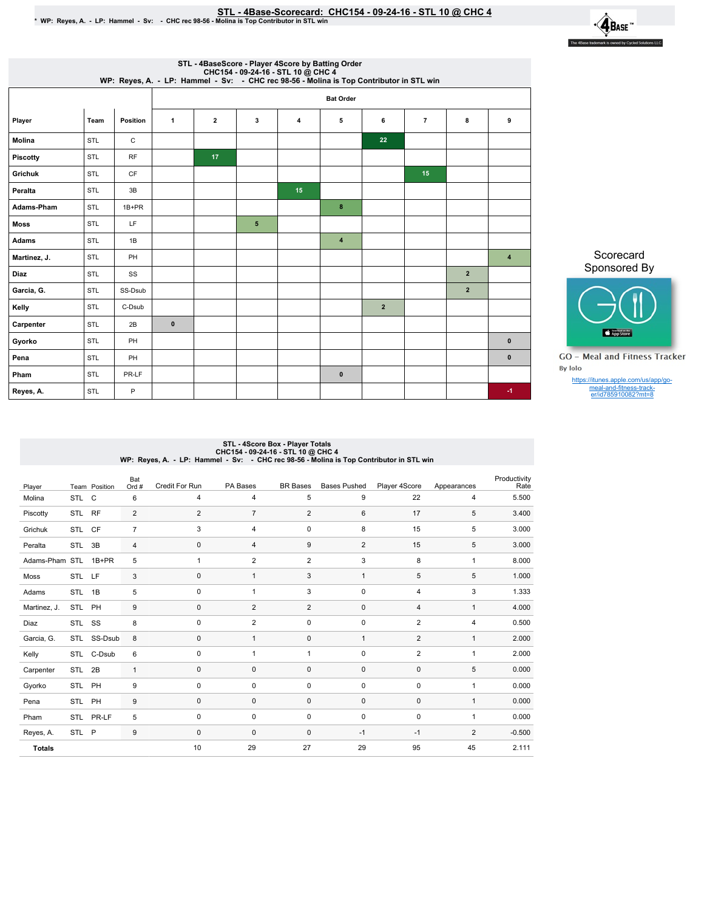# STL - 4Base-Scorecard: CHC154 - 09-24-16 - STL 10 @ CHC 4

\* WP: Reyes, A. - LP: Hammel - Sv: - CHC rec 98-56 - Molina is Top Contributor in STL win

The 4Base trademark is owned by Cycled Solutions LLC.

## STL - 4BaseScore - Player 4Score by Batting Order

CHC154 - 09-24-16 - STL 10 @ CHC 4

WP: Reyes, A. - LP: Hammel - Sv: - CHC rec 98-56 - Molina is Top Contributor in STL win

| Player | Team | Position | Bat Order 1 | 2 | 3 | 4 | 5 | 6 | 7 | 8 | 9 |
|---|---|---|---|---|---|---|---|---|---|---|---|
| Molina | STL | C | | | | | | 22 | | | |
| Piscotty | STL | RF | | 17 | | | | | | | |
| Grichuk | STL | CF | | | | | | | 15 | | |
| Peralta | STL | 3B | | | | 15 | | | | | |
| Adams-Pham | STL | 1B+PR | | | | | 8 | | | | |
| Moss | STL | LF | | | 5 | | | | | | |
| Adams | STL | 1B | | | | | 4 | | | | |
| Martinez, J. | STL | PH | | | | | | | | | 4 |
| Diaz | STL | SS | | | | | | | | 2 | |
| Garcia, G. | STL | SS-Dsub | | | | | | | | 2 | |
| Kelly | STL | C-Dsub | | | | | | 2 | | | |
| Carpenter | STL | 2B | 0 | | | | | | | | |
| Gyorko | STL | PH | | | | | | | | | 0 |
| Pena | STL | PH | | | | | | | | | 0 |
| Pham | STL | PR-LF | | | | | 0 | | | | |
| Reyes, A. | STL | P | | | | | | | | | -1 |

Scorecard Sponsored By

GO - Meal and Fitness Tracker

By Iolo

https://itunes.apple.com/us/app/go-meal-and-fitness-track-er/id785910082?mt=8

## STL - 4Score Box - Player Totals

CHC154 - 09-24-16 - STL 10 @ CHC 4

WP: Reyes, A. - LP: Hammel - Sv: - CHC rec 98-56 - Molina is Top Contributor in STL win

| Player | Team | Position | Bat Ord # | Credit For Run | PA Bases | BR Bases | Bases Pushed | Player 4Score | Appearances | Productivity Rate |
|---|---|---|---|---|---|---|---|---|---|---|
| Molina | STL | C | 6 | 4 | 4 | 5 | 9 | 22 | 4 | 5.500 |
| Piscotty | STL | RF | 2 | 2 | 7 | 2 | 6 | 17 | 5 | 3.400 |
| Grichuk | STL | CF | 7 | 3 | 4 | 0 | 8 | 15 | 5 | 3.000 |
| Peralta | STL | 3B | 4 | 0 | 4 | 9 | 2 | 15 | 5 | 3.000 |
| Adams-Pham | STL | 1B+PR | 5 | 1 | 2 | 2 | 3 | 8 | 1 | 8.000 |
| Moss | STL | LF | 3 | 0 | 1 | 3 | 1 | 5 | 5 | 1.000 |
| Adams | STL | 1B | 5 | 0 | 1 | 3 | 0 | 4 | 3 | 1.333 |
| Martinez, J. | STL | PH | 9 | 0 | 2 | 2 | 0 | 4 | 1 | 4.000 |
| Diaz | STL | SS | 8 | 0 | 2 | 0 | 0 | 2 | 4 | 0.500 |
| Garcia, G. | STL | SS-Dsub | 8 | 0 | 1 | 0 | 1 | 2 | 1 | 2.000 |
| Kelly | STL | C-Dsub | 6 | 0 | 1 | 1 | 0 | 2 | 1 | 2.000 |
| Carpenter | STL | 2B | 1 | 0 | 0 | 0 | 0 | 0 | 5 | 0.000 |
| Gyorko | STL | PH | 9 | 0 | 0 | 0 | 0 | 0 | 1 | 0.000 |
| Pena | STL | PH | 9 | 0 | 0 | 0 | 0 | 0 | 1 | 0.000 |
| Pham | STL | PR-LF | 5 | 0 | 0 | 0 | 0 | 0 | 1 | 0.000 |
| Reyes, A. | STL | P | 9 | 0 | 0 | 0 | -1 | -1 | 2 | -0.500 |
| **Totals** | | | | 10 | 29 | 27 | 29 | 95 | 45 | 2.111 |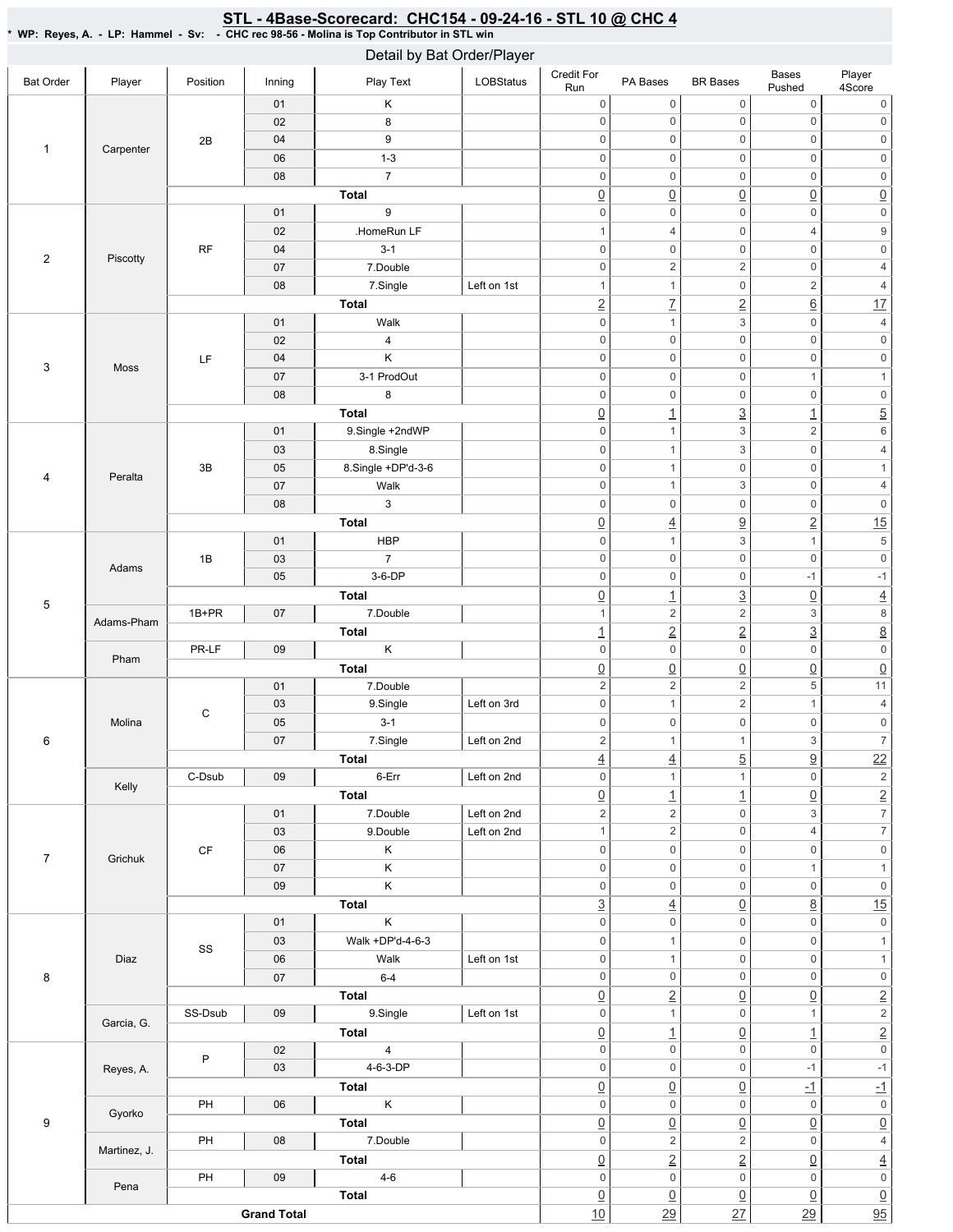# STL - 4Base-Scorecard: CHC154 - 09-24-16 - STL 10 @ CHC 4

**\* WP: Reyes, A. - LP: Hammel - Sv: - CHC rec 98-56 - Molina is Top Contributor in STL win**

## Detail by Bat Order/Player

| Bat Order | Player | Position | Inning | Play Text | LOBStatus | Credit For Run | PA Bases | BR Bases | Bases Pushed | Player 4Score |
|---|---|---|---|---|---|---|---|---|---|---|
| 1 | Carpenter | 2B | 01 | K | | 0 | 0 | 0 | 0 | 0 |
| | | | 02 | 8 | | 0 | 0 | 0 | 0 | 0 |
| | | | 04 | 9 | | 0 | 0 | 0 | 0 | 0 |
| | | | 06 | 1-3 | | 0 | 0 | 0 | 0 | 0 |
| | | | 08 | 7 | | 0 | 0 | 0 | 0 | 0 |
| | | | | **Total** | | 0 | 0 | 0 | 0 | 0 |
| 2 | Piscotty | RF | 01 | 9 | | 0 | 0 | 0 | 0 | 0 |
| | | | 02 | .HomeRun LF | | 1 | 4 | 0 | 4 | 9 |
| | | | 04 | 3-1 | | 0 | 0 | 0 | 0 | 0 |
| | | | 07 | 7.Double | | 0 | 2 | 2 | 0 | 4 |
| | | | 08 | 7.Single | Left on 1st | 1 | 1 | 0 | 2 | 4 |
| | | | | **Total** | | 2 | 7 | 2 | 6 | 17 |
| 3 | Moss | LF | 01 | Walk | | 0 | 1 | 3 | 0 | 4 |
| | | | 02 | 4 | | 0 | 0 | 0 | 0 | 0 |
| | | | 04 | K | | 0 | 0 | 0 | 0 | 0 |
| | | | 07 | 3-1 ProdOut | | 0 | 0 | 0 | 1 | 1 |
| | | | 08 | 8 | | 0 | 0 | 0 | 0 | 0 |
| | | | | **Total** | | 0 | 1 | 3 | 1 | 5 |
| 4 | Peralta | 3B | 01 | 9.Single +2ndWP | | 0 | 1 | 3 | 2 | 6 |
| | | | 03 | 8.Single | | 0 | 1 | 3 | 0 | 4 |
| | | | 05 | 8.Single +DP'd-3-6 | | 0 | 1 | 0 | 0 | 1 |
| | | | 07 | Walk | | 0 | 1 | 3 | 0 | 4 |
| | | | 08 | 3 | | 0 | 0 | 0 | 0 | 0 |
| | | | | **Total** | | 0 | 4 | 9 | 2 | 15 |
| 5 | Adams | 1B | 01 | HBP | | 0 | 1 | 3 | 1 | 5 |
| | | | 03 | 7 | | 0 | 0 | 0 | 0 | 0 |
| | | | 05 | 3-6-DP | | 0 | 0 | 0 | -1 | -1 |
| | | | | **Total** | | 0 | 1 | 3 | 0 | 4 |
| | Adams-Pham | 1B+PR | 07 | 7.Double | | 1 | 2 | 2 | 3 | 8 |
| | | | | **Total** | | 1 | 2 | 2 | 3 | 8 |
| | Pham | PR-LF | 09 | K | | 0 | 0 | 0 | 0 | 0 |
| | | | | **Total** | | 0 | 0 | 0 | 0 | 0 |
| 6 | Molina | C | 01 | 7.Double | | 2 | 2 | 2 | 5 | 11 |
| | | | 03 | 9.Single | Left on 3rd | 0 | 1 | 2 | 1 | 4 |
| | | | 05 | 3-1 | | 0 | 0 | 0 | 0 | 0 |
| | | | 07 | 7.Single | Left on 2nd | 2 | 1 | 1 | 3 | 7 |
| | | | | **Total** | | 4 | 4 | 5 | 9 | 22 |
| | Kelly | C-Dsub | 09 | 6-Err | Left on 2nd | 0 | 1 | 1 | 0 | 2 |
| | | | | **Total** | | 0 | 1 | 1 | 0 | 2 |
| 7 | Grichuk | CF | 01 | 7.Double | Left on 2nd | 2 | 2 | 0 | 3 | 7 |
| | | | 03 | 9.Double | Left on 2nd | 1 | 2 | 0 | 4 | 7 |
| | | | 06 | K | | 0 | 0 | 0 | 0 | 0 |
| | | | 07 | K | | 0 | 0 | 0 | 1 | 1 |
| | | | 09 | K | | 0 | 0 | 0 | 0 | 0 |
| | | | | **Total** | | 3 | 4 | 0 | 8 | 15 |
| 8 | Diaz | SS | 01 | K | | 0 | 0 | 0 | 0 | 0 |
| | | | 03 | Walk +DP'd-4-6-3 | | 0 | 1 | 0 | 0 | 1 |
| | | | 06 | Walk | Left on 1st | 0 | 1 | 0 | 0 | 1 |
| | | | 07 | 6-4 | | 0 | 0 | 0 | 0 | 0 |
| | | | | **Total** | | 0 | 2 | 0 | 0 | 2 |
| | Garcia, G. | SS-Dsub | 09 | 9.Single | Left on 1st | 0 | 1 | 0 | 1 | 2 |
| | | | | **Total** | | 0 | 1 | 0 | 1 | 2 |
| 9 | Reyes, A. | P | 02 | 4 | | 0 | 0 | 0 | 0 | 0 |
| | | | 03 | 4-6-3-DP | | 0 | 0 | 0 | -1 | -1 |
| | | | | **Total** | | 0 | 0 | 0 | -1 | -1 |
| | Gyorko | PH | 06 | K | | 0 | 0 | 0 | 0 | 0 |
| | | | | **Total** | | 0 | 0 | 0 | 0 | 0 |
| | Martinez, J. | PH | 08 | 7.Double | | 0 | 2 | 2 | 0 | 4 |
| | | | | **Total** | | 0 | 2 | 2 | 0 | 4 |
| | Pena | PH | 09 | 4-6 | | 0 | 0 | 0 | 0 | 0 |
| | | | | **Total** | | 0 | 0 | 0 | 0 | 0 |
| **Grand Total** | | | | | | 10 | 29 | 27 | 29 | 95 |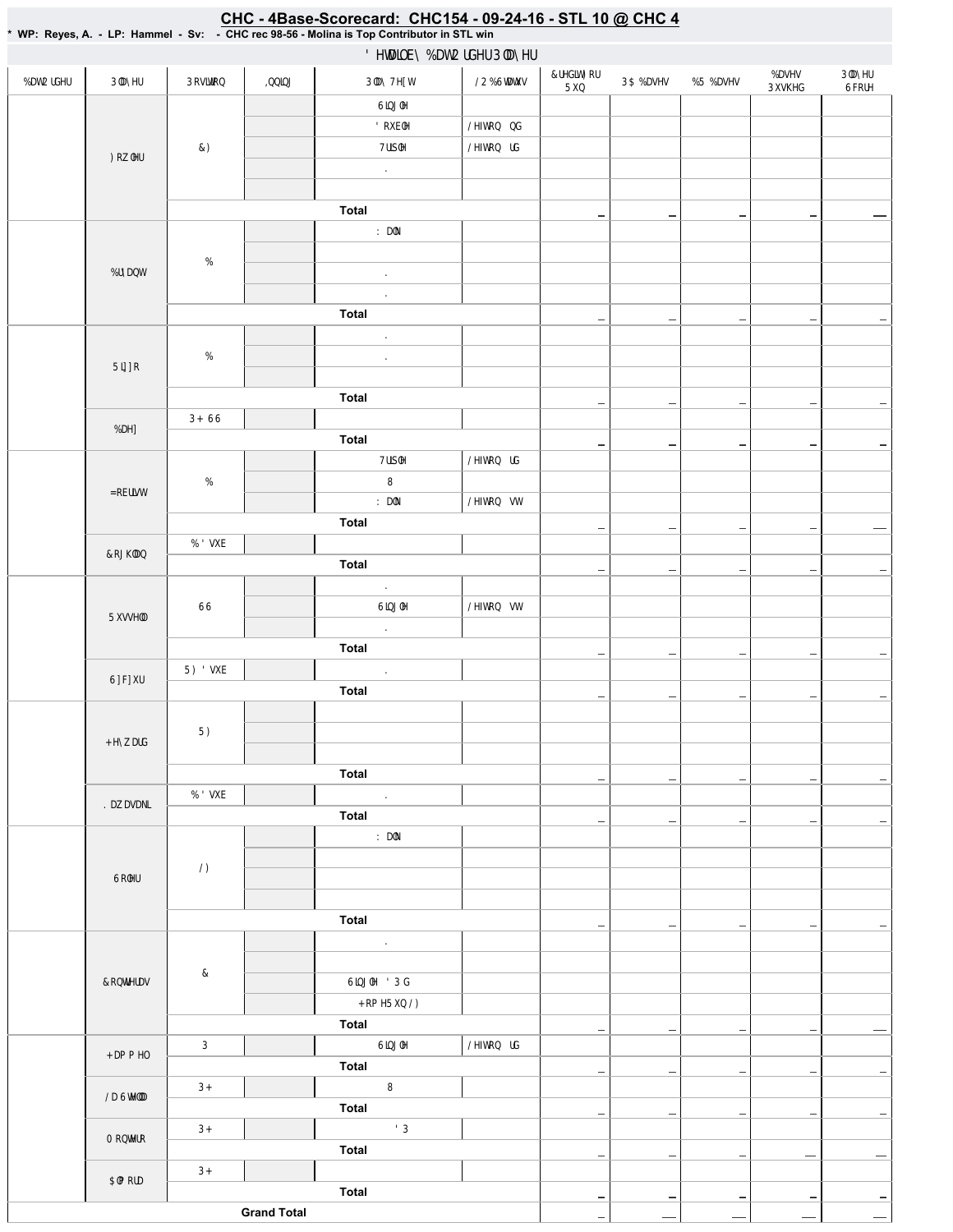# CHC - 4Base-Scorecard: CHC154 - 09-24-16 - STL 10 @ CHC 4

\* WP: Reyes, A. - LP: Hammel - Sv: - CHC rec 98-56 - Molina is Top Contributor in STL win

## Detail by Bat Order/Player

| Bat Order | Player | Position | Inning | Play Text | LOB Status | Credit for Run | PA Bases | BR Bases | Bases Pushed | Player Score |
|---|---|---|---|---|---|---|---|---|---|---|
| | Fowler | CF | | Single | | | | | | |
| | | | | Double | Left on 2nd | | | | | |
| | | | | Triple | Left on 3rd | | | | | |
| | | | | K | | | | | | |
| | | | | | | | | | | |
| | | Total | | | | | | | | |
| | Bryant | B | | Walk | | | | | | |
| | | | | | | | | | | |
| | | | | K | | | | | | |
| | | | | K | | | | | | |
| | | Total | | | | | | | | |
| | Rizzo | B | | K | | | | | | |
| | | | | K | | | | | | |
| | | | | | | | | | | |
| | | Total | | | | | | | | |
| | Baez | PH SS | | | | | | | | |
| | | Total | | | | | | | | |
| | Zobrist | B | | Triple | Left on 3rd | | | | | |
| | | | | U | | | | | | |
| | | | | Walk | Left on 1st | | | | | |
| | | Total | | | | | | | | |
| | Coghlan | BD sub | | | | | | | | |
| | | Total | | | | | | | | |
| | Russell | SS | | K | | | | | | |
| | | | | Single | Left on 1st | | | | | |
| | | | | K | | | | | | |
| | | Total | | | | | | | | |
| | Szczur | RF D sub | | K | | | | | | |
| | | Total | | | | | | | | |
| | Heyward | RF | | | | | | | | |
| | | | | | | | | | | |
| | | | | | | | | | | |
| | | Total | | | | | | | | |
| | Kawasaki | BD sub | | K | | | | | | |
| | | Total | | | | | | | | |
| | Soler | LF | | Walk | | | | | | |
| | | | | | | | | | | |
| | | | | | | | | | | |
| | | | | | | | | | | |
| | | Total | | | | | | | | |
| | Contreras | C | | K | | | | | | |
| | | | | | | | | | | |
| | | | | Single DPd | | | | | | |
| | | | | Home Run LF | | | | | | |
| | | Total | | | | | | | | |
| | Hammel | P | | Single | Left on 3rd | | | | | |
| | | Total | | | | | | | | |
| | La Stella | PH | | U | | | | | | |
| | | Total | | | | | | | | |
| | Montero | PH | | DP | | | | | | |
| | | Total | | | | | | | | |
| | Almora | PH | | | | | | | | |
| | | Total | | | | | | | | |
| Grand Total | | | | | | | | | | |